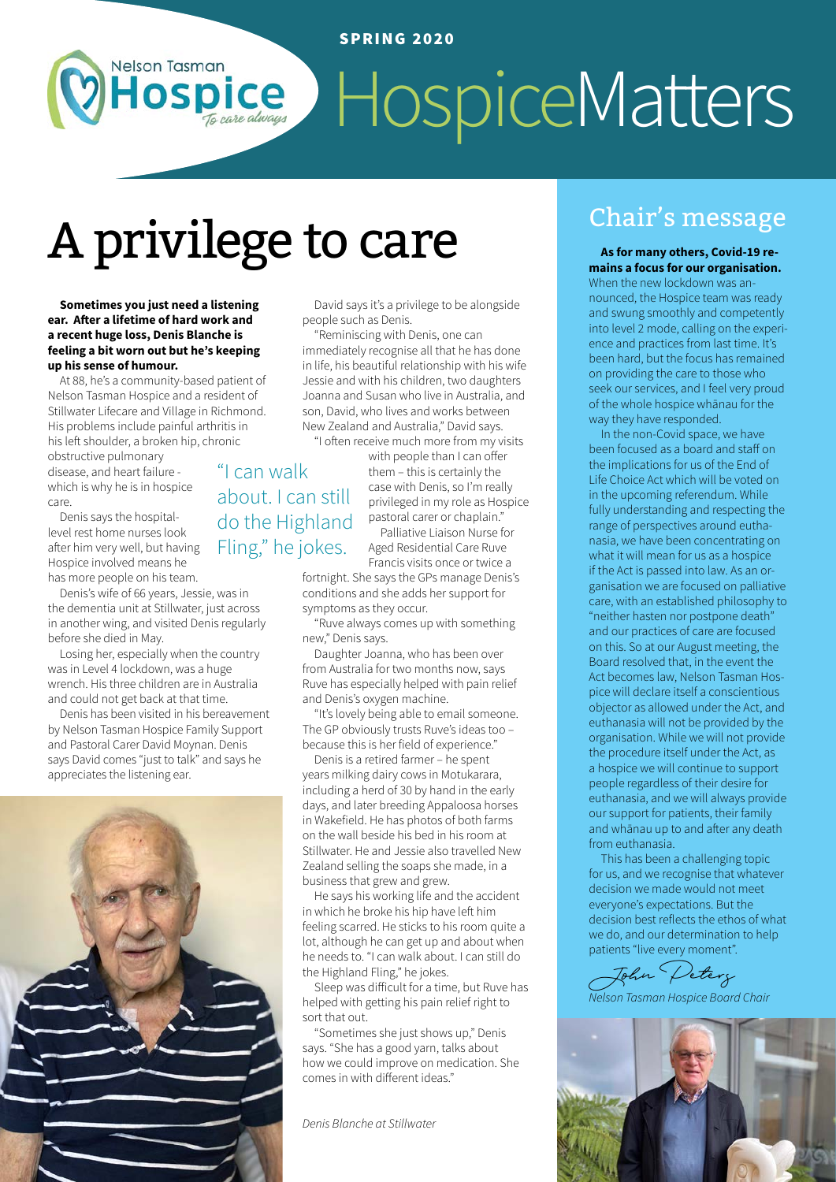SPRING 2020

# HospiceMatters

# A privilege to care

**Sometimes you just need a listening ear. After a lifetime of hard work and a recent huge loss, Denis Blanche is feeling a bit worn out but he's keeping up his sense of humour.**

At 88, he's a community-based patient of Nelson Tasman Hospice and a resident of Stillwater Lifecare and Village in Richmond. His problems include painful arthritis in his left shoulder, a broken hip, chronic obstructive pulmonary disease, and heart failure - which is why he is in hospice care.

Denis says the hospital-level rest home nurses look after him very well, but having Hospice involved means he has more people on his team.

Denis's wife of 66 years, Jessie, was in the dementia unit at Stillwater, just across in another wing, and visited Denis regularly before she died in May.

Losing her, especially when the country was in Level 4 lockdown, was a huge wrench. His three children are in Australia and could not get back at that time.

Denis has been visited in his bereavement by Nelson Tasman Hospice Family Support and Pastoral Carer David Moynan. Denis says David comes "just to talk" and says he appreciates the listening ear.

David says it's a privilege to be alongside people such as Denis.

"Reminiscing with Denis, one can immediately recognise all that he has done in life, his beautiful relationship with his wife Jessie and with his children, two daughters Joanna and Susan who live in Australia, and son, David, who lives and works between New Zealand and Australia," David says.

"I often receive much more from my visits with people than I can offer them – this is certainly the case with Denis, so I'm really privileged in my role as Hospice pastoral carer or chaplain."

> "I can walk about. I can still do the Highland Fling," he jokes.

Palliative Liaison Nurse for Aged Residential Care Ruve Francis visits once or twice a fortnight. She says the GPs manage Denis's conditions and she adds her support for symptoms as they occur.

"Ruve always comes up with something new," Denis says.

Daughter Joanna, who has been over from Australia for two months now, says Ruve has especially helped with pain relief and Denis's oxygen machine.

"It's lovely being able to email someone. The GP obviously trusts Ruve's ideas too – because this is her field of experience."

Denis is a retired farmer – he spent years milking dairy cows in Motukarara, including a herd of 30 by hand in the early days, and later breeding Appaloosa horses in Wakefield. He has photos of both farms on the wall beside his bed in his room at Stillwater. He and Jessie also travelled New Zealand selling the soaps she made, in a business that grew and grew.

He says his working life and the accident in which he broke his hip have left him feeling scarred. He sticks to his room quite a lot, although he can get up and about when he needs to. "I can walk about. I can still do the Highland Fling," he jokes.

Sleep was difficult for a time, but Ruve has helped with getting his pain relief right to sort that out.

"Sometimes she just shows up," Denis says. "She has a good yarn, talks about how we could improve on medication. She comes in with different ideas."

*Denis Blanche at Stillwater*

## Chair's message

**As for many others, Covid-19 remains a focus for our organisation.** When the new lockdown was announced, the Hospice team was ready and swung smoothly and competently into level 2 mode, calling on the experience and practices from last time. It's been hard, but the focus has remained on providing the care to those who seek our services, and I feel very proud of the whole hospice whānau for the way they have responded.

In the non-Covid space, we have been focused as a board and staff on the implications for us of the End of Life Choice Act which will be voted on in the upcoming referendum. While fully understanding and respecting the range of perspectives around euthanasia, we have been concentrating on what it will mean for us as a hospice if the Act is passed into law. As an organisation we are focused on palliative care, with an established philosophy to "neither hasten nor postpone death" and our practices of care are focused on this. So at our August meeting, the Board resolved that, in the event the Act becomes law, Nelson Tasman Hospice will declare itself a conscientious objector as allowed under the Act, and euthanasia will not be provided by the organisation. While we will not provide the procedure itself under the Act, as a hospice we will continue to support people regardless of their desire for euthanasia, and we will always provide our support for patients, their family and whānau up to and after any death from euthanasia.

This has been a challenging topic for us, and we recognise that whatever decision we made would not meet everyone's expectations. But the decision best reflects the ethos of what we do, and our determination to help patients "live every moment".

John Peters

*Nelson Tasman Hospice Board Chair*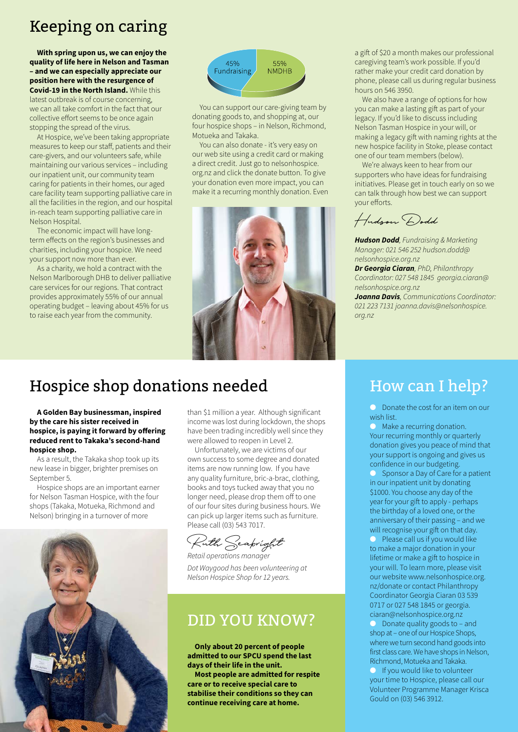# Keeping on caring

**With spring upon us, we can enjoy the quality of life here in Nelson and Tasman – and we can especially appreciate our position here with the resurgence of Covid-19 in the North Island.** While this latest outbreak is of course concerning, we can all take comfort in the fact that our collective effort seems to be once again stopping the spread of the virus.

At Hospice, we've been taking appropriate measures to keep our staff, patients and their care-givers, and our volunteers safe, while maintaining our various services – including our inpatient unit, our community team caring for patients in their homes, our aged care facility team supporting palliative care in all the facilities in the region, and our hospital in-reach team supporting palliative care in Nelson Hospital.

The economic impact will have long-term effects on the region's businesses and charities, including your hospice. We need your support now more than ever.

As a charity, we hold a contract with the Nelson Marlborough DHB to deliver palliative care services for our regions. That contract provides approximately 55% of our annual operating budget – leaving about 45% for us to raise each year from the community.

45% Fundraising
55% NMDHB

You can support our care-giving team by donating goods to, and shopping at, our four hospice shops – in Nelson, Richmond, Motueka and Takaka.

You can also donate - it's very easy on our web site using a credit card or making a direct credit. Just go to nelsonhospice.org.nz and click the donate button. To give your donation even more impact, you can make it a recurring monthly donation. Even a gift of $20 a month makes our professional caregiving team's work possible. If you'd rather make your credit card donation by phone, please call us during regular business hours on 546 3950.

We also have a range of options for how you can make a lasting gift as part of your legacy. If you'd like to discuss including Nelson Tasman Hospice in your will, or making a legacy gift with naming rights at the new hospice facility in Stoke, please contact one of our team members (below).

We're always keen to hear from our supporters who have ideas for fundraising initiatives. Please get in touch early on so we can talk through how best we can support your efforts.

*Hudson Dodd*

***Hudson Dodd**, Fundraising & Marketing Manager: 021 546 252 hudson.dodd@nelsonhospice.org.nz*
***Dr Georgia Ciaran**, PhD, Philanthropy Coordinator: 027 548 1845 georgia.ciaran@nelsonhospice.org.nz*
***Joanna Davis**, Communications Coordinator: 021 223 7131 joanna.davis@nelsonhospice.org.nz*

# Hospice shop donations needed

**A Golden Bay businessman, inspired by the care his sister received in hospice, is paying it forward by offering reduced rent to Takaka's second-hand hospice shop.**

As a result, the Takaka shop took up its new lease in bigger, brighter premises on September 5.

Hospice shops are an important earner for Nelson Tasman Hospice, with the four shops (Takaka, Motueka, Richmond and Nelson) bringing in a turnover of more than $1 million a year. Although significant income was lost during lockdown, the shops have been trading incredibly well since they were allowed to reopen in Level 2.

Unfortunately, we are victims of our own success to some degree and donated items are now running low. If you have any quality furniture, bric-a-brac, clothing, books and toys tucked away that you no longer need, please drop them off to one of our four sites during business hours. We can pick up larger items such as furniture. Please call (03) 543 7017.

*Ruth Seabright*

*Retail operations manager*

*Dot Waygood has been volunteering at Nelson Hospice Shop for 12 years.*

## DID YOU KNOW?

**Only about 20 percent of people admitted to our SPCU spend the last days of their life in the unit.**

**Most people are admitted for respite care or to receive special care to stabilise their conditions so they can continue receiving care at home.**

# How can I help?

- Donate the cost for an item on our wish list.
- Make a recurring donation. Your recurring monthly or quarterly donation gives you peace of mind that your support is ongoing and gives us confidence in our budgeting.
- Sponsor a Day of Care for a patient in our inpatient unit by donating $1000. You choose any day of the year for your gift to apply - perhaps the birthday of a loved one, or the anniversary of their passing – and we will recognise your gift on that day.
- Please call us if you would like to make a major donation in your lifetime or make a gift to hospice in your will. To learn more, please visit our website www.nelsonhospice.org.nz/donate or contact Philanthropy Coordinator Georgia Ciaran 03 539 0717 or 027 548 1845 or georgia.ciaran@nelsonhospice.org.nz
- Donate quality goods to – and shop at – one of our Hospice Shops, where we turn second hand goods into first class care. We have shops in Nelson, Richmond, Motueka and Takaka.
- If you would like to volunteer your time to Hospice, please call our Volunteer Programme Manager Krisca Gould on (03) 546 3912.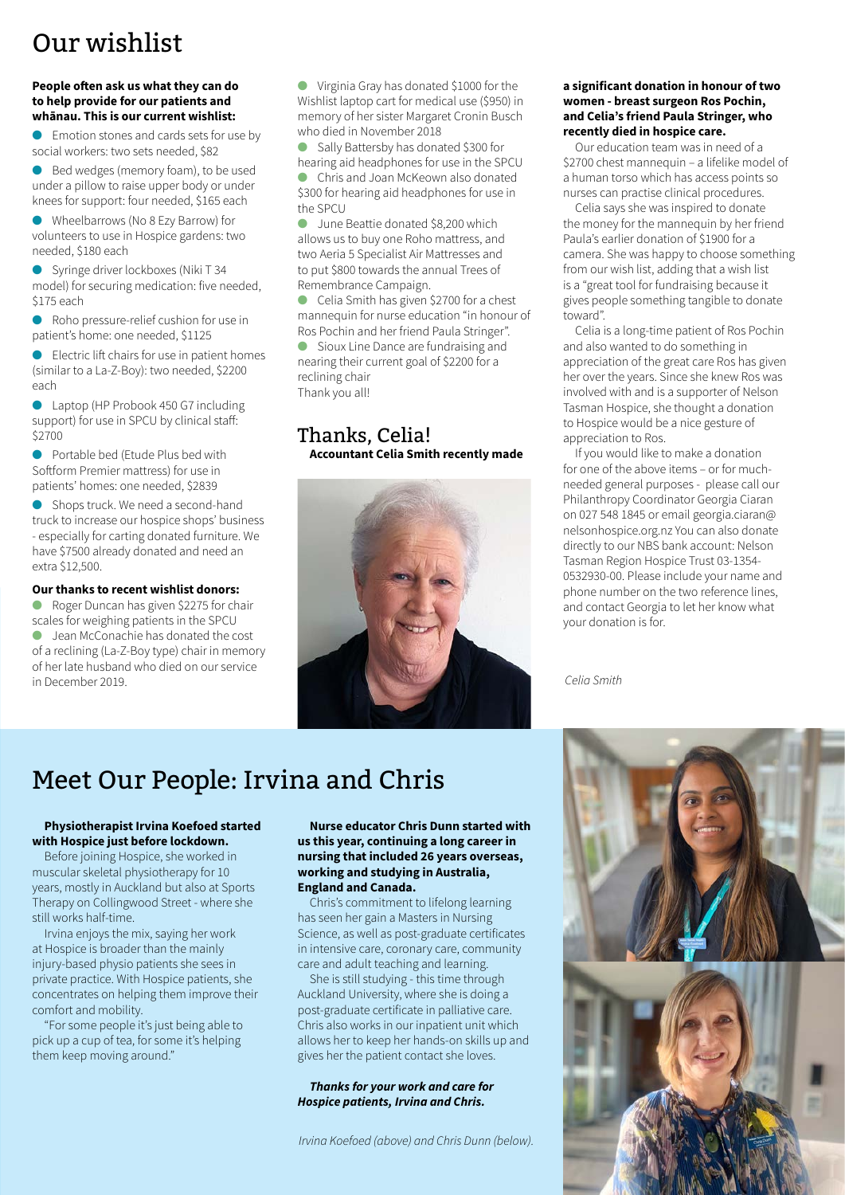# Our wishlist

**People often ask us what they can do to help provide for our patients and whānau. This is our current wishlist:**

- Emotion stones and cards sets for use by social workers: two sets needed, $82
- Bed wedges (memory foam), to be used under a pillow to raise upper body or under knees for support: four needed, $165 each
- Wheelbarrows (No 8 Ezy Barrow) for volunteers to use in Hospice gardens: two needed, $180 each
- Syringe driver lockboxes (Niki T 34 model) for securing medication: five needed, $175 each
- Roho pressure-relief cushion for use in patient's home: one needed, $1125
- Electric lift chairs for use in patient homes (similar to a La-Z-Boy): two needed, $2200 each
- Laptop (HP Probook 450 G7 including support) for use in SPCU by clinical staff: $2700
- Portable bed (Etude Plus bed with Softform Premier mattress) for use in patients' homes: one needed, $2839
- Shops truck. We need a second-hand truck to increase our hospice shops' business - especially for carting donated furniture. We have $7500 already donated and need an extra $12,500.

**Our thanks to recent wishlist donors:**

- Roger Duncan has given $2275 for chair scales for weighing patients in the SPCU
- Jean McConachie has donated the cost of a reclining (La-Z-Boy type) chair in memory of her late husband who died on our service in December 2019.
- Virginia Gray has donated $1000 for the Wishlist laptop cart for medical use ($950) in memory of her sister Margaret Cronin Busch who died in November 2018
- Sally Battersby has donated $300 for hearing aid headphones for use in the SPCU
- Chris and Joan McKeown also donated $300 for hearing aid headphones for use in the SPCU
- June Beattie donated $8,200 which allows us to buy one Roho mattress, and two Aeria 5 Specialist Air Mattresses and to put $800 towards the annual Trees of Remembrance Campaign.
- Celia Smith has given $2700 for a chest mannequin for nurse education "in honour of Ros Pochin and her friend Paula Stringer".
- Sioux Line Dance are fundraising and nearing their current goal of $2200 for a reclining chair

Thank you all!

## Thanks, Celia!

**Accountant Celia Smith recently made a significant donation in honour of two women - breast surgeon Ros Pochin, and Celia's friend Paula Stringer, who recently died in hospice care.**

Our education team was in need of a $2700 chest mannequin – a lifelike model of a human torso which has access points so nurses can practise clinical procedures.

Celia says she was inspired to donate the money for the mannequin by her friend Paula's earlier donation of $1900 for a camera. She was happy to choose something from our wish list, adding that a wish list is a "great tool for fundraising because it gives people something tangible to donate toward".

Celia is a long-time patient of Ros Pochin and also wanted to do something in appreciation of the great care Ros has given her over the years. Since she knew Ros was involved with and is a supporter of Nelson Tasman Hospice, she thought a donation to Hospice would be a nice gesture of appreciation to Ros.

If you would like to make a donation for one of the above items – or for much-needed general purposes - please call our Philanthropy Coordinator Georgia Ciaran on 027 548 1845 or email georgia.ciaran@nelsonhospice.org.nz You can also donate directly to our NBS bank account: Nelson Tasman Region Hospice Trust 03-1354-0532930-00. Please include your name and phone number on the two reference lines, and contact Georgia to let her know what your donation is for.

*Celia Smith*

# Meet Our People: Irvina and Chris

**Physiotherapist Irvina Koefoed started with Hospice just before lockdown.**

Before joining Hospice, she worked in muscular skeletal physiotherapy for 10 years, mostly in Auckland but also at Sports Therapy on Collingwood Street - where she still works half-time.

Irvina enjoys the mix, saying her work at Hospice is broader than the mainly injury-based physio patients she sees in private practice. With Hospice patients, she concentrates on helping them improve their comfort and mobility.

"For some people it's just being able to pick up a cup of tea, for some it's helping them keep moving around."

**Nurse educator Chris Dunn started with us this year, continuing a long career in nursing that included 26 years overseas, working and studying in Australia, England and Canada.**

Chris's commitment to lifelong learning has seen her gain a Masters in Nursing Science, as well as post-graduate certificates in intensive care, coronary care, community care and adult teaching and learning.

She is still studying - this time through Auckland University, where she is doing a post-graduate certificate in palliative care. Chris also works in our inpatient unit which allows her to keep her hands-on skills up and gives her the patient contact she loves.

***Thanks for your work and care for Hospice patients, Irvina and Chris.***

*Irvina Koefoed (above) and Chris Dunn (below).*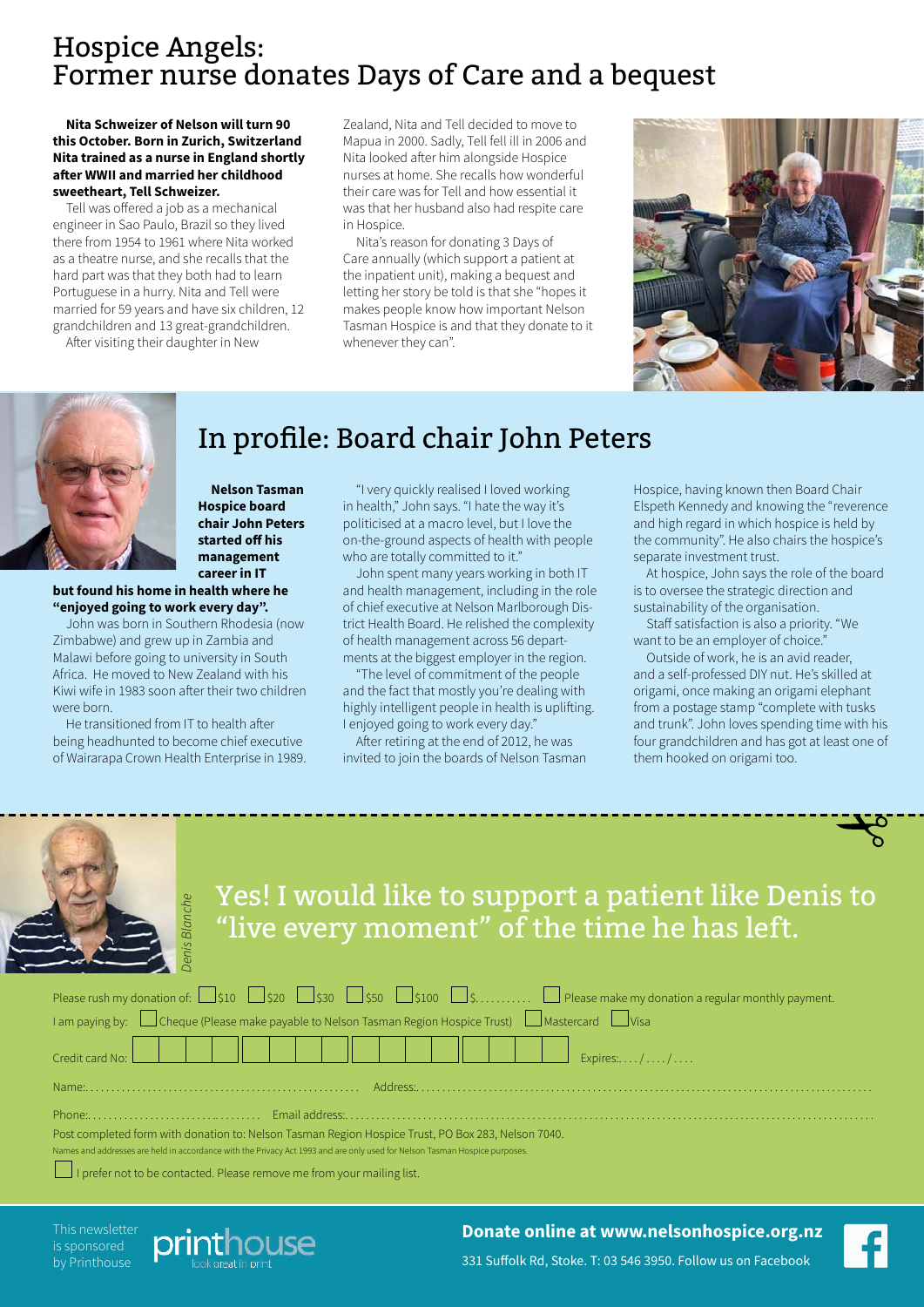# Hospice Angels: Former nurse donates Days of Care and a bequest

**Nita Schweizer of Nelson will turn 90 this October. Born in Zurich, Switzerland Nita trained as a nurse in England shortly after WWII and married her childhood sweetheart, Tell Schweizer.**

Tell was offered a job as a mechanical engineer in Sao Paulo, Brazil so they lived there from 1954 to 1961 where Nita worked as a theatre nurse, and she recalls that the hard part was that they both had to learn Portuguese in a hurry. Nita and Tell were married for 59 years and have six children, 12 grandchildren and 13 great-grandchildren.

After visiting their daughter in New Zealand, Nita and Tell decided to move to Mapua in 2000. Sadly, Tell fell ill in 2006 and Nita looked after him alongside Hospice nurses at home. She recalls how wonderful their care was for Tell and how essential it was that her husband also had respite care in Hospice.

Nita's reason for donating 3 Days of Care annually (which support a patient at the inpatient unit), making a bequest and letting her story be told is that she "hopes it makes people know how important Nelson Tasman Hospice is and that they donate to it whenever they can".

# In profile: Board chair John Peters

**Nelson Tasman Hospice board chair John Peters started off his management career in IT but found his home in health where he "enjoyed going to work every day".**

John was born in Southern Rhodesia (now Zimbabwe) and grew up in Zambia and Malawi before going to university in South Africa. He moved to New Zealand with his Kiwi wife in 1983 soon after their two children were born.

He transitioned from IT to health after being headhunted to become chief executive of Wairarapa Crown Health Enterprise in 1989.

"I very quickly realised I loved working in health," John says. "I hate the way it's politicised at a macro level, but I love the on-the-ground aspects of health with people who are totally committed to it."

John spent many years working in both IT and health management, including in the role of chief executive at Nelson Marlborough District Health Board. He relished the complexity of health management across 56 departments at the biggest employer in the region.

"The level of commitment of the people and the fact that mostly you're dealing with highly intelligent people in health is uplifting. I enjoyed going to work every day."

After retiring at the end of 2012, he was invited to join the boards of Nelson Tasman Hospice, having known then Board Chair Elspeth Kennedy and knowing the "reverence and high regard in which hospice is held by the community". He also chairs the hospice's separate investment trust.

At hospice, John says the role of the board is to oversee the strategic direction and sustainability of the organisation.

Staff satisfaction is also a priority. "We want to be an employer of choice."

Outside of work, he is an avid reader, and a self-professed DIY nut. He's skilled at origami, once making an origami elephant from a postage stamp "complete with tusks and trunk". John loves spending time with his four grandchildren and has got at least one of them hooked on origami too.

*Denis Blanche*

## Yes! I would like to support a patient like Denis to "live every moment" of the time he has left.

Please rush my donation of: ☐ $10 ☐ $20 ☐ $30 ☐ $50 ☐ $100 ☐ $.......... ☐ Please make my donation a regular monthly payment.

I am paying by: ☐ Cheque (Please make payable to Nelson Tasman Region Hospice Trust) ☐ Mastercard ☐ Visa

Credit card No: ☐☐☐☐ ☐☐☐☐ ☐☐☐☐ ☐☐☐☐ Expires: .... / .... / ....

Name: .................................................. Address: ..................................................

Phone: .................................. Email address: ..................................................

Post completed form with donation to: Nelson Tasman Region Hospice Trust, PO Box 283, Nelson 7040.

Names and addresses are held in accordance with the Privacy Act 1993 and are only used for Nelson Tasman Hospice purposes.

☐ I prefer not to be contacted. Please remove me from your mailing list.

This newsletter is sponsored by Printhouse

printhouse — look great in print

**Donate online at www.nelsonhospice.org.nz**

331 Suffolk Rd, Stoke. T: 03 546 3950. Follow us on Facebook